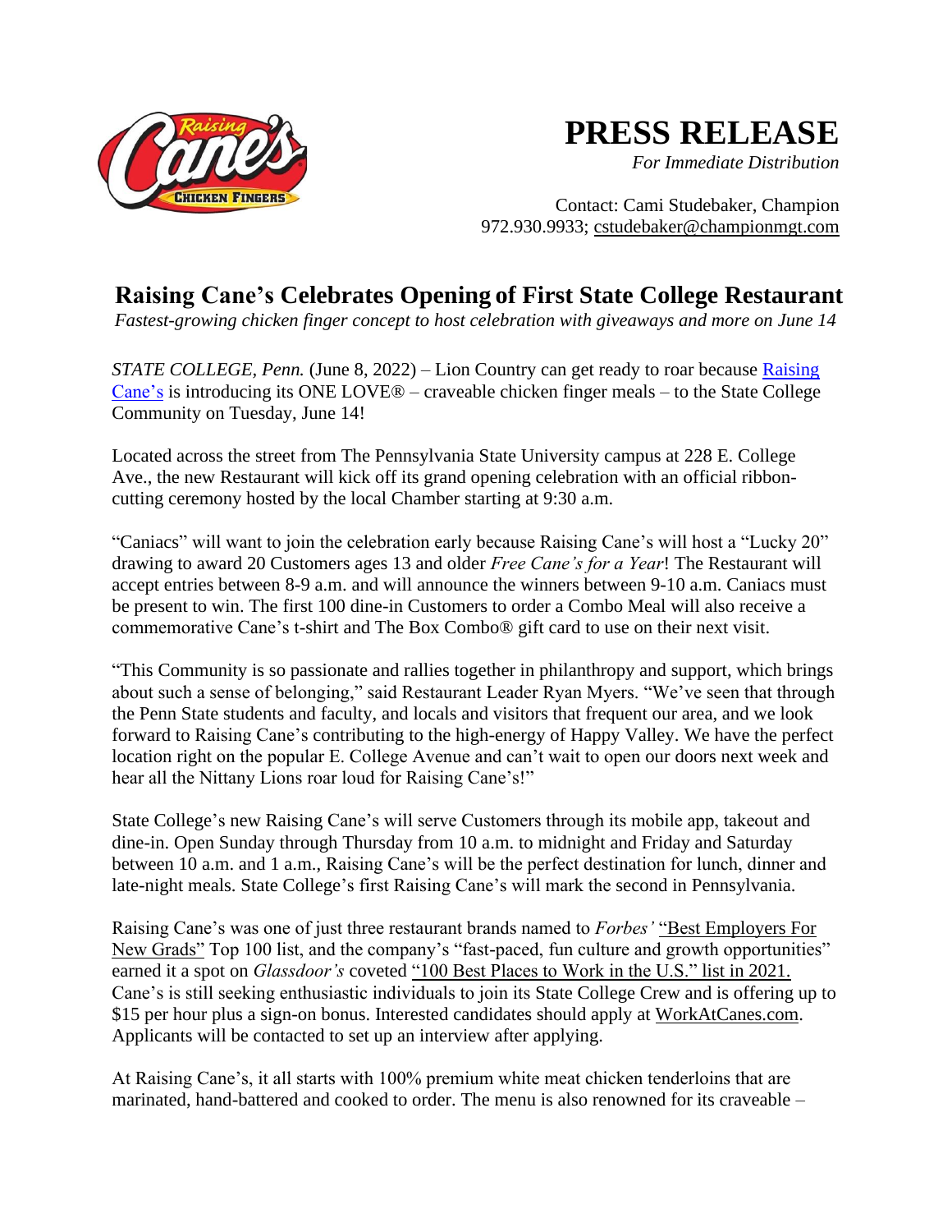# PRESS RELEASE

*For Immediate Distribution*

Contact: Cami Studebaker, Champion
972.930.9933; cstudebaker@championmgt.com

## Raising Cane's Celebrates Opening of First State College Restaurant

*Fastest-growing chicken finger concept to host celebration with giveaways and more on June 14*

*STATE COLLEGE, Penn.* (June 8, 2022) – Lion Country can get ready to roar because Raising Cane's is introducing its ONE LOVE® – craveable chicken finger meals – to the State College Community on Tuesday, June 14!

Located across the street from The Pennsylvania State University campus at 228 E. College Ave., the new Restaurant will kick off its grand opening celebration with an official ribbon-cutting ceremony hosted by the local Chamber starting at 9:30 a.m.

"Caniacs" will want to join the celebration early because Raising Cane's will host a "Lucky 20" drawing to award 20 Customers ages 13 and older *Free Cane's for a Year*! The Restaurant will accept entries between 8-9 a.m. and will announce the winners between 9-10 a.m. Caniacs must be present to win. The first 100 dine-in Customers to order a Combo Meal will also receive a commemorative Cane's t-shirt and The Box Combo® gift card to use on their next visit.

"This Community is so passionate and rallies together in philanthropy and support, which brings about such a sense of belonging," said Restaurant Leader Ryan Myers. "We've seen that through the Penn State students and faculty, and locals and visitors that frequent our area, and we look forward to Raising Cane's contributing to the high-energy of Happy Valley. We have the perfect location right on the popular E. College Avenue and can't wait to open our doors next week and hear all the Nittany Lions roar loud for Raising Cane's!"

State College's new Raising Cane's will serve Customers through its mobile app, takeout and dine-in. Open Sunday through Thursday from 10 a.m. to midnight and Friday and Saturday between 10 a.m. and 1 a.m., Raising Cane's will be the perfect destination for lunch, dinner and late-night meals. State College's first Raising Cane's will mark the second in Pennsylvania.

Raising Cane's was one of just three restaurant brands named to *Forbes'* "Best Employers For New Grads" Top 100 list, and the company's "fast-paced, fun culture and growth opportunities" earned it a spot on *Glassdoor's* coveted "100 Best Places to Work in the U.S." list in 2021. Cane's is still seeking enthusiastic individuals to join its State College Crew and is offering up to $15 per hour plus a sign-on bonus. Interested candidates should apply at WorkAtCanes.com. Applicants will be contacted to set up an interview after applying.

At Raising Cane's, it all starts with 100% premium white meat chicken tenderloins that are marinated, hand-battered and cooked to order. The menu is also renowned for its craveable –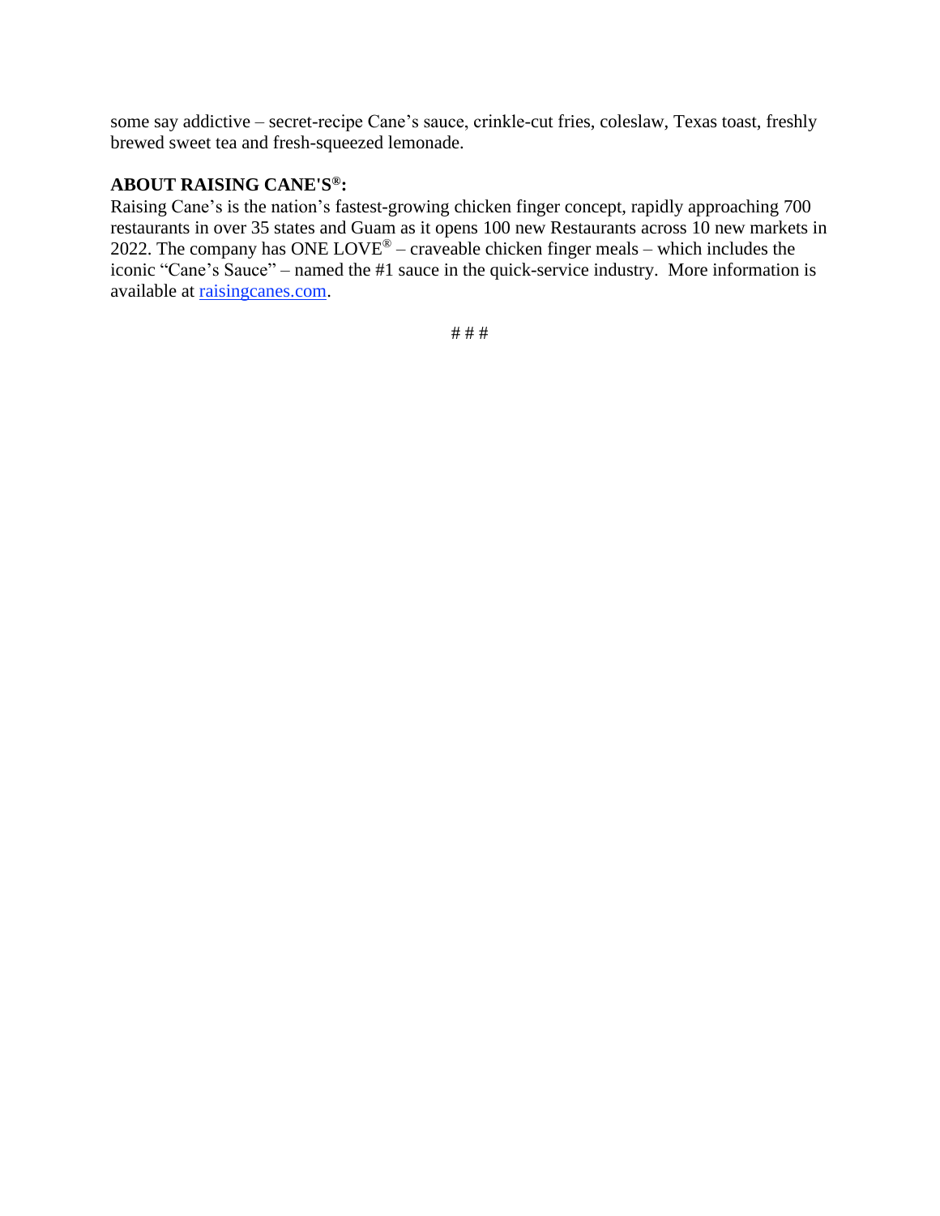some say addictive – secret-recipe Cane's sauce, crinkle-cut fries, coleslaw, Texas toast, freshly brewed sweet tea and fresh-squeezed lemonade.

**ABOUT RAISING CANE'S®:**

Raising Cane's is the nation's fastest-growing chicken finger concept, rapidly approaching 700 restaurants in over 35 states and Guam as it opens 100 new Restaurants across 10 new markets in 2022. The company has ONE LOVE® – craveable chicken finger meals – which includes the iconic "Cane's Sauce" – named the #1 sauce in the quick-service industry.  More information is available at [raisingcanes.com](raisingcanes.com).

# # #